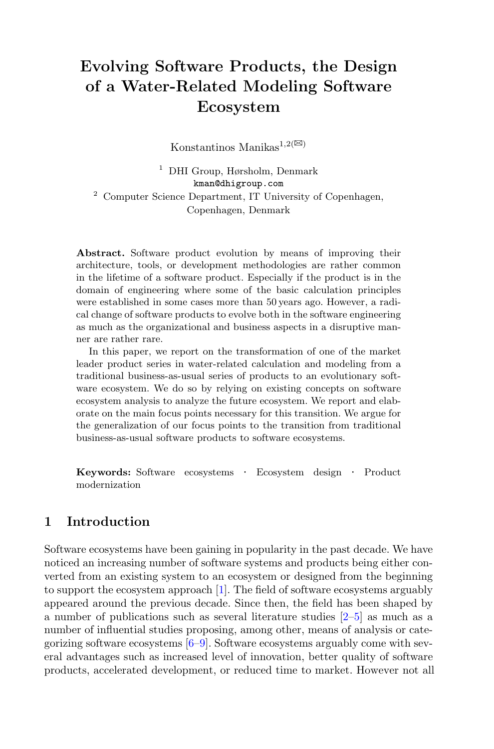# Evolving Software Products, the Design of a Water-Related Modeling Software Ecosystem

Konstantinos Manikas[1,2(✉)]

[1] DHI Group, Hørsholm, Denmark
kman@dhigroup.com

[2] Computer Science Department, IT University of Copenhagen, Copenhagen, Denmark

**Abstract.** Software product evolution by means of improving their architecture, tools, or development methodologies are rather common in the lifetime of a software product. Especially if the product is in the domain of engineering where some of the basic calculation principles were established in some cases more than 50 years ago. However, a radical change of software products to evolve both in the software engineering as much as the organizational and business aspects in a disruptive manner are rather rare.

In this paper, we report on the transformation of one of the market leader product series in water-related calculation and modeling from a traditional business-as-usual series of products to an evolutionary software ecosystem. We do so by relying on existing concepts on software ecosystem analysis to analyze the future ecosystem. We report and elaborate on the main focus points necessary for this transition. We argue for the generalization of our focus points to the transition from traditional business-as-usual software products to software ecosystems.

**Keywords:** Software ecosystems · Ecosystem design · Product modernization

## 1 Introduction

Software ecosystems have been gaining in popularity in the past decade. We have noticed an increasing number of software systems and products being either converted from an existing system to an ecosystem or designed from the beginning to support the ecosystem approach [1]. The field of software ecosystems arguably appeared around the previous decade. Since then, the field has been shaped by a number of publications such as several literature studies [2–5] as much as a number of influential studies proposing, among other, means of analysis or categorizing software ecosystems [6–9]. Software ecosystems arguably come with several advantages such as increased level of innovation, better quality of software products, accelerated development, or reduced time to market. However not all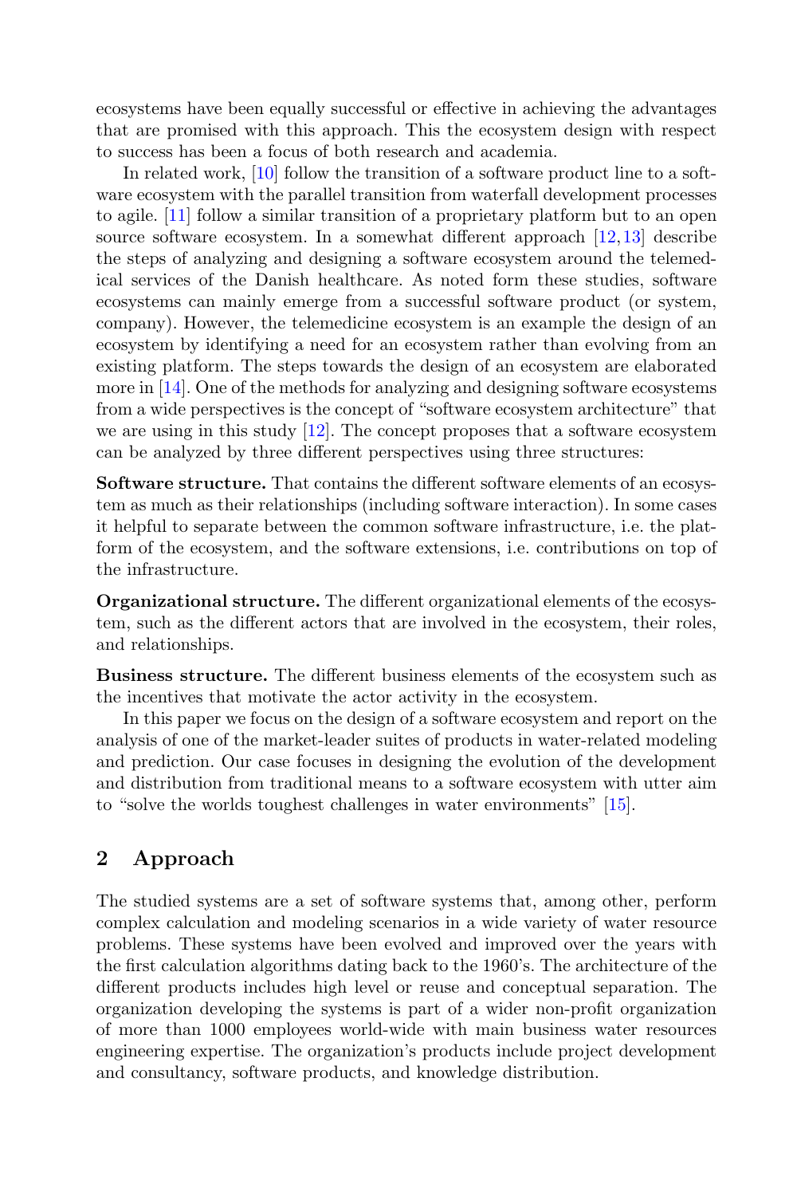ecosystems have been equally successful or effective in achieving the advantages that are promised with this approach. This the ecosystem design with respect to success has been a focus of both research and academia.

In related work, [10] follow the transition of a software product line to a software ecosystem with the parallel transition from waterfall development processes to agile. [11] follow a similar transition of a proprietary platform but to an open source software ecosystem. In a somewhat different approach [12,13] describe the steps of analyzing and designing a software ecosystem around the telemedical services of the Danish healthcare. As noted form these studies, software ecosystems can mainly emerge from a successful software product (or system, company). However, the telemedicine ecosystem is an example the design of an ecosystem by identifying a need for an ecosystem rather than evolving from an existing platform. The steps towards the design of an ecosystem are elaborated more in [14]. One of the methods for analyzing and designing software ecosystems from a wide perspectives is the concept of "software ecosystem architecture" that we are using in this study [12]. The concept proposes that a software ecosystem can be analyzed by three different perspectives using three structures:

**Software structure.** That contains the different software elements of an ecosystem as much as their relationships (including software interaction). In some cases it helpful to separate between the common software infrastructure, i.e. the platform of the ecosystem, and the software extensions, i.e. contributions on top of the infrastructure.

**Organizational structure.** The different organizational elements of the ecosystem, such as the different actors that are involved in the ecosystem, their roles, and relationships.

**Business structure.** The different business elements of the ecosystem such as the incentives that motivate the actor activity in the ecosystem.

In this paper we focus on the design of a software ecosystem and report on the analysis of one of the market-leader suites of products in water-related modeling and prediction. Our case focuses in designing the evolution of the development and distribution from traditional means to a software ecosystem with utter aim to "solve the worlds toughest challenges in water environments" [15].

## 2 Approach

The studied systems are a set of software systems that, among other, perform complex calculation and modeling scenarios in a wide variety of water resource problems. These systems have been evolved and improved over the years with the first calculation algorithms dating back to the 1960's. The architecture of the different products includes high level or reuse and conceptual separation. The organization developing the systems is part of a wider non-profit organization of more than 1000 employees world-wide with main business water resources engineering expertise. The organization's products include project development and consultancy, software products, and knowledge distribution.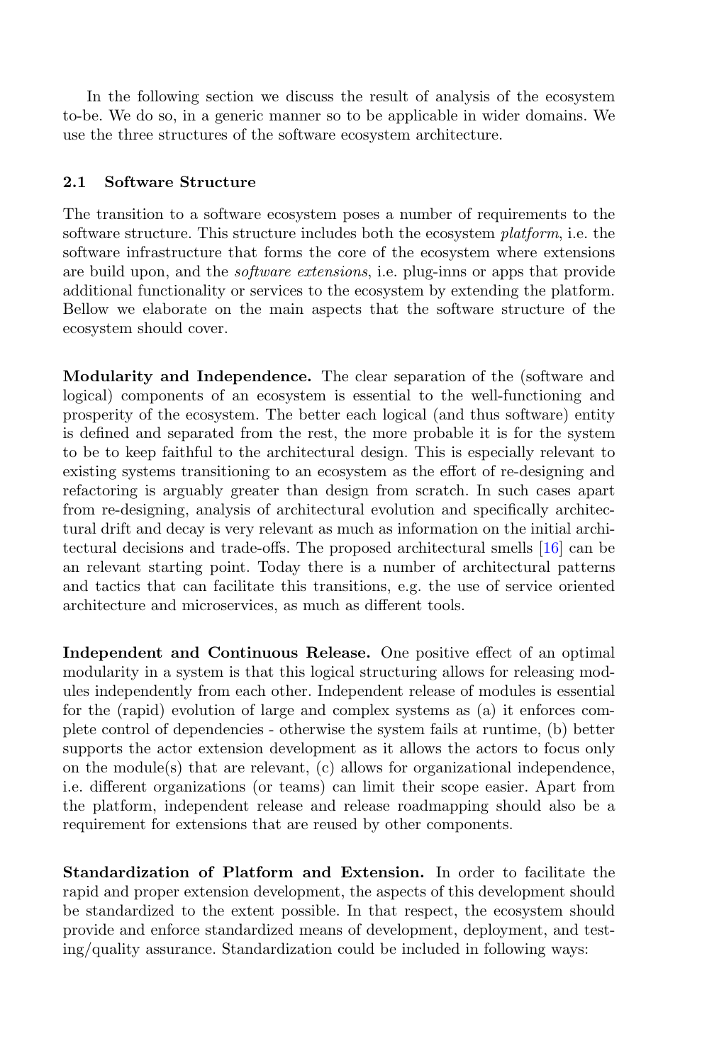In the following section we discuss the result of analysis of the ecosystem to-be. We do so, in a generic manner so to be applicable in wider domains. We use the three structures of the software ecosystem architecture.

## 2.1 Software Structure

The transition to a software ecosystem poses a number of requirements to the software structure. This structure includes both the ecosystem *platform*, i.e. the software infrastructure that forms the core of the ecosystem where extensions are build upon, and the *software extensions*, i.e. plug-inns or apps that provide additional functionality or services to the ecosystem by extending the platform. Bellow we elaborate on the main aspects that the software structure of the ecosystem should cover.

**Modularity and Independence.** The clear separation of the (software and logical) components of an ecosystem is essential to the well-functioning and prosperity of the ecosystem. The better each logical (and thus software) entity is defined and separated from the rest, the more probable it is for the system to be to keep faithful to the architectural design. This is especially relevant to existing systems transitioning to an ecosystem as the effort of re-designing and refactoring is arguably greater than design from scratch. In such cases apart from re-designing, analysis of architectural evolution and specifically architectural drift and decay is very relevant as much as information on the initial architectural decisions and trade-offs. The proposed architectural smells [16] can be an relevant starting point. Today there is a number of architectural patterns and tactics that can facilitate this transitions, e.g. the use of service oriented architecture and microservices, as much as different tools.

**Independent and Continuous Release.** One positive effect of an optimal modularity in a system is that this logical structuring allows for releasing modules independently from each other. Independent release of modules is essential for the (rapid) evolution of large and complex systems as (a) it enforces complete control of dependencies - otherwise the system fails at runtime, (b) better supports the actor extension development as it allows the actors to focus only on the module(s) that are relevant, (c) allows for organizational independence, i.e. different organizations (or teams) can limit their scope easier. Apart from the platform, independent release and release roadmapping should also be a requirement for extensions that are reused by other components.

**Standardization of Platform and Extension.** In order to facilitate the rapid and proper extension development, the aspects of this development should be standardized to the extent possible. In that respect, the ecosystem should provide and enforce standardized means of development, deployment, and testing/quality assurance. Standardization could be included in following ways: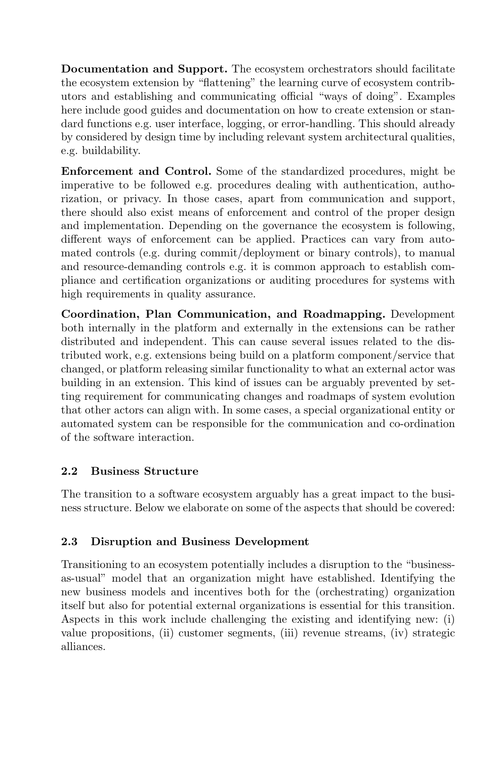**Documentation and Support.** The ecosystem orchestrators should facilitate the ecosystem extension by "flattening" the learning curve of ecosystem contributors and establishing and communicating official "ways of doing". Examples here include good guides and documentation on how to create extension or standard functions e.g. user interface, logging, or error-handling. This should already by considered by design time by including relevant system architectural qualities, e.g. buildability.

**Enforcement and Control.** Some of the standardized procedures, might be imperative to be followed e.g. procedures dealing with authentication, authorization, or privacy. In those cases, apart from communication and support, there should also exist means of enforcement and control of the proper design and implementation. Depending on the governance the ecosystem is following, different ways of enforcement can be applied. Practices can vary from automated controls (e.g. during commit/deployment or binary controls), to manual and resource-demanding controls e.g. it is common approach to establish compliance and certification organizations or auditing procedures for systems with high requirements in quality assurance.

**Coordination, Plan Communication, and Roadmapping.** Development both internally in the platform and externally in the extensions can be rather distributed and independent. This can cause several issues related to the distributed work, e.g. extensions being build on a platform component/service that changed, or platform releasing similar functionality to what an external actor was building in an extension. This kind of issues can be arguably prevented by setting requirement for communicating changes and roadmaps of system evolution that other actors can align with. In some cases, a special organizational entity or automated system can be responsible for the communication and co-ordination of the software interaction.

### 2.2 Business Structure

The transition to a software ecosystem arguably has a great impact to the business structure. Below we elaborate on some of the aspects that should be covered:

### 2.3 Disruption and Business Development

Transitioning to an ecosystem potentially includes a disruption to the "business-as-usual" model that an organization might have established. Identifying the new business models and incentives both for the (orchestrating) organization itself but also for potential external organizations is essential for this transition. Aspects in this work include challenging the existing and identifying new: (i) value propositions, (ii) customer segments, (iii) revenue streams, (iv) strategic alliances.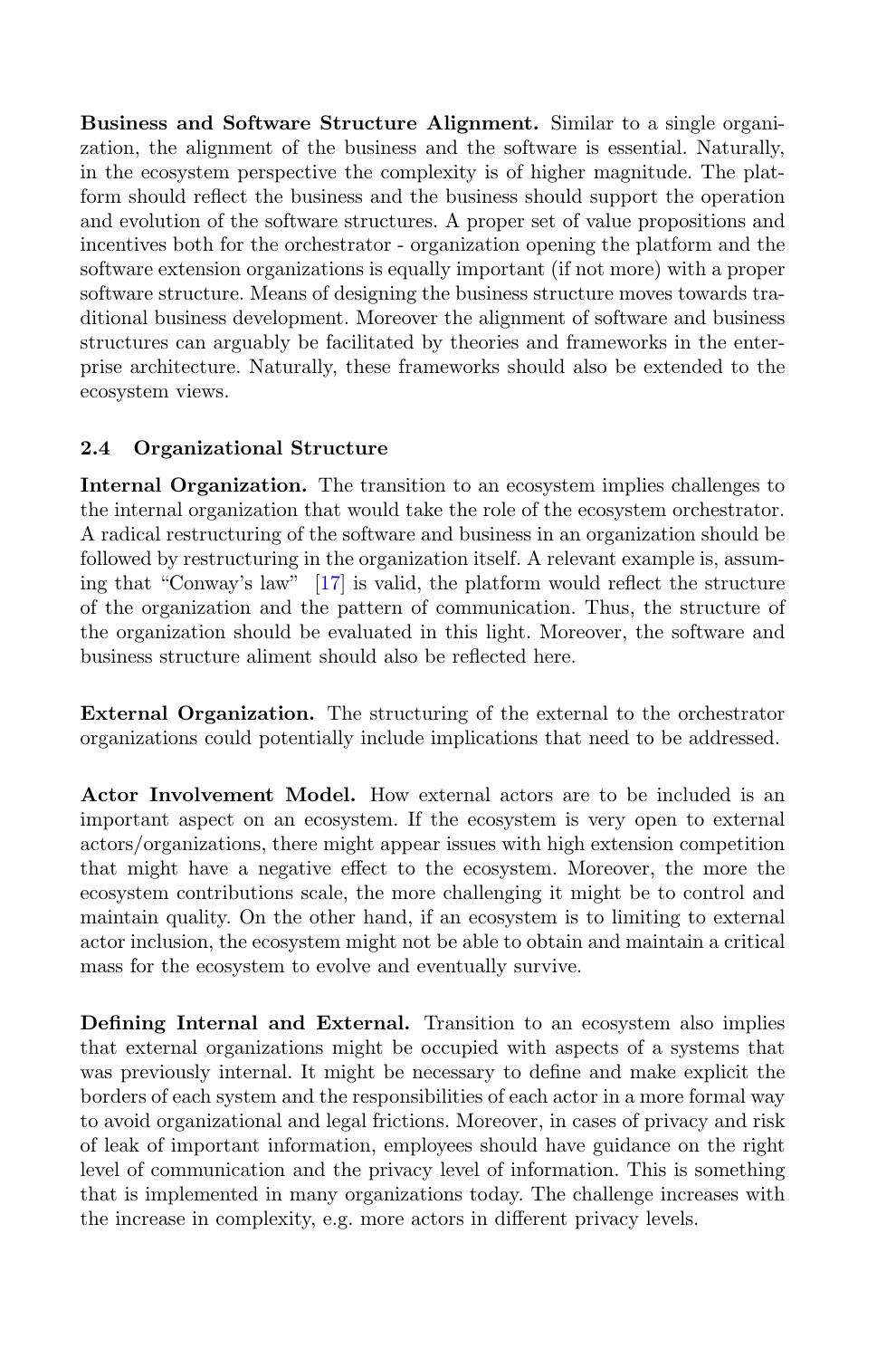**Business and Software Structure Alignment.** Similar to a single organization, the alignment of the business and the software is essential. Naturally, in the ecosystem perspective the complexity is of higher magnitude. The platform should reflect the business and the business should support the operation and evolution of the software structures. A proper set of value propositions and incentives both for the orchestrator - organization opening the platform and the software extension organizations is equally important (if not more) with a proper software structure. Means of designing the business structure moves towards traditional business development. Moreover the alignment of software and business structures can arguably be facilitated by theories and frameworks in the enterprise architecture. Naturally, these frameworks should also be extended to the ecosystem views.

### 2.4 Organizational Structure

**Internal Organization.** The transition to an ecosystem implies challenges to the internal organization that would take the role of the ecosystem orchestrator. A radical restructuring of the software and business in an organization should be followed by restructuring in the organization itself. A relevant example is, assuming that "Conway's law" [17] is valid, the platform would reflect the structure of the organization and the pattern of communication. Thus, the structure of the organization should be evaluated in this light. Moreover, the software and business structure aliment should also be reflected here.

**External Organization.** The structuring of the external to the orchestrator organizations could potentially include implications that need to be addressed.

**Actor Involvement Model.** How external actors are to be included is an important aspect on an ecosystem. If the ecosystem is very open to external actors/organizations, there might appear issues with high extension competition that might have a negative effect to the ecosystem. Moreover, the more the ecosystem contributions scale, the more challenging it might be to control and maintain quality. On the other hand, if an ecosystem is to limiting to external actor inclusion, the ecosystem might not be able to obtain and maintain a critical mass for the ecosystem to evolve and eventually survive.

**Defining Internal and External.** Transition to an ecosystem also implies that external organizations might be occupied with aspects of a systems that was previously internal. It might be necessary to define and make explicit the borders of each system and the responsibilities of each actor in a more formal way to avoid organizational and legal frictions. Moreover, in cases of privacy and risk of leak of important information, employees should have guidance on the right level of communication and the privacy level of information. This is something that is implemented in many organizations today. The challenge increases with the increase in complexity, e.g. more actors in different privacy levels.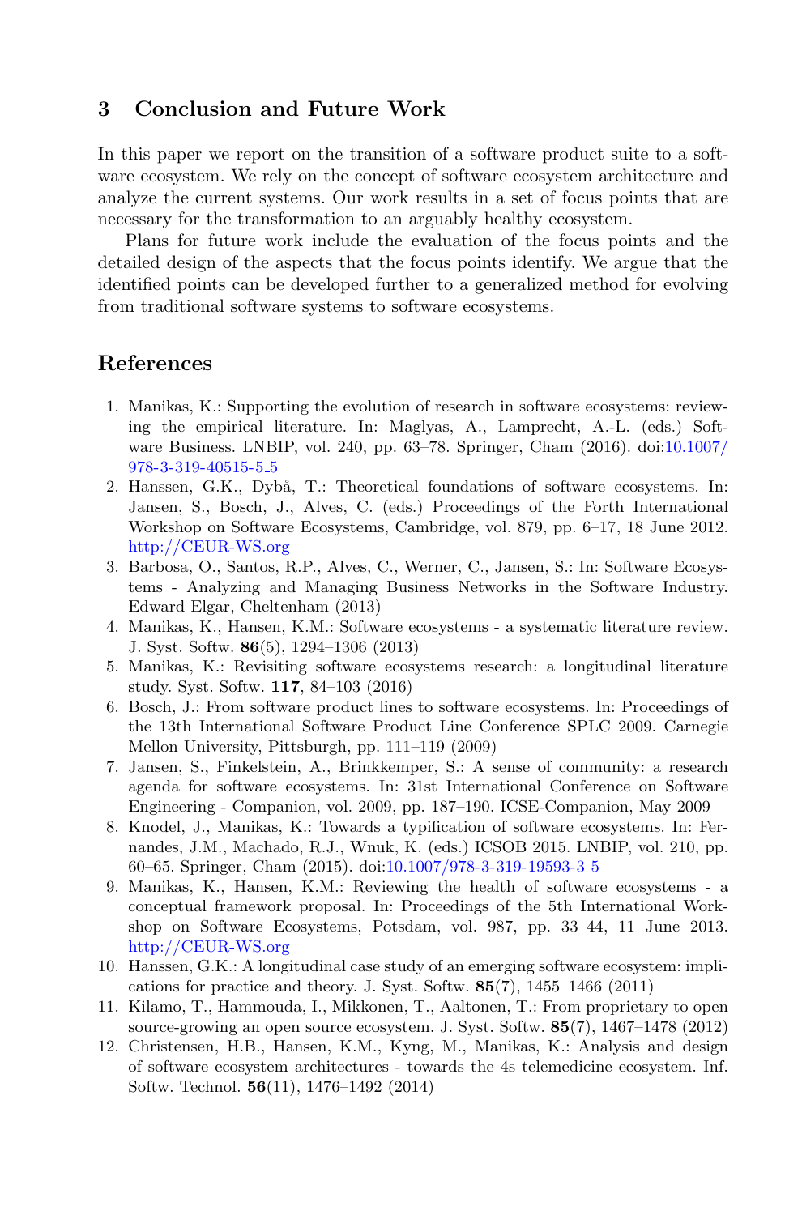## 3 Conclusion and Future Work

In this paper we report on the transition of a software product suite to a software ecosystem. We rely on the concept of software ecosystem architecture and analyze the current systems. Our work results in a set of focus points that are necessary for the transformation to an arguably healthy ecosystem.

Plans for future work include the evaluation of the focus points and the detailed design of the aspects that the focus points identify. We argue that the identified points can be developed further to a generalized method for evolving from traditional software systems to software ecosystems.

## References

1. Manikas, K.: Supporting the evolution of research in software ecosystems: reviewing the empirical literature. In: Maglyas, A., Lamprecht, A.-L. (eds.) Software Business. LNBIP, vol. 240, pp. 63–78. Springer, Cham (2016). doi:10.1007/978-3-319-40515-5_5
2. Hanssen, G.K., Dybå, T.: Theoretical foundations of software ecosystems. In: Jansen, S., Bosch, J., Alves, C. (eds.) Proceedings of the Forth International Workshop on Software Ecosystems, Cambridge, vol. 879, pp. 6–17, 18 June 2012. http://CEUR-WS.org
3. Barbosa, O., Santos, R.P., Alves, C., Werner, C., Jansen, S.: In: Software Ecosystems - Analyzing and Managing Business Networks in the Software Industry. Edward Elgar, Cheltenham (2013)
4. Manikas, K., Hansen, K.M.: Software ecosystems - a systematic literature review. J. Syst. Softw. **86**(5), 1294–1306 (2013)
5. Manikas, K.: Revisiting software ecosystems research: a longitudinal literature study. Syst. Softw. **117**, 84–103 (2016)
6. Bosch, J.: From software product lines to software ecosystems. In: Proceedings of the 13th International Software Product Line Conference SPLC 2009. Carnegie Mellon University, Pittsburgh, pp. 111–119 (2009)
7. Jansen, S., Finkelstein, A., Brinkkemper, S.: A sense of community: a research agenda for software ecosystems. In: 31st International Conference on Software Engineering - Companion, vol. 2009, pp. 187–190. ICSE-Companion, May 2009
8. Knodel, J., Manikas, K.: Towards a typification of software ecosystems. In: Fernandes, J.M., Machado, R.J., Wnuk, K. (eds.) ICSOB 2015. LNBIP, vol. 210, pp. 60–65. Springer, Cham (2015). doi:10.1007/978-3-319-19593-3_5
9. Manikas, K., Hansen, K.M.: Reviewing the health of software ecosystems - a conceptual framework proposal. In: Proceedings of the 5th International Workshop on Software Ecosystems, Potsdam, vol. 987, pp. 33–44, 11 June 2013. http://CEUR-WS.org
10. Hanssen, G.K.: A longitudinal case study of an emerging software ecosystem: implications for practice and theory. J. Syst. Softw. **85**(7), 1455–1466 (2011)
11. Kilamo, T., Hammouda, I., Mikkonen, T., Aaltonen, T.: From proprietary to open source-growing an open source ecosystem. J. Syst. Softw. **85**(7), 1467–1478 (2012)
12. Christensen, H.B., Hansen, K.M., Kyng, M., Manikas, K.: Analysis and design of software ecosystem architectures - towards the 4s telemedicine ecosystem. Inf. Softw. Technol. **56**(11), 1476–1492 (2014)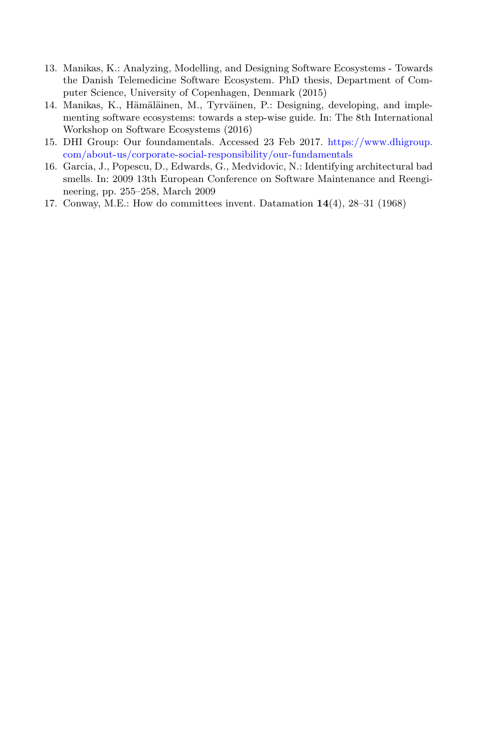13. Manikas, K.: Analyzing, Modelling, and Designing Software Ecosystems - Towards the Danish Telemedicine Software Ecosystem. PhD thesis, Department of Computer Science, University of Copenhagen, Denmark (2015)
14. Manikas, K., Hämäläinen, M., Tyrväinen, P.: Designing, developing, and implementing software ecosystems: towards a step-wise guide. In: The 8th International Workshop on Software Ecosystems (2016)
15. DHI Group: Our foundamentals. Accessed 23 Feb 2017. https://www.dhigroup.com/about-us/corporate-social-responsibility/our-fundamentals
16. Garcia, J., Popescu, D., Edwards, G., Medvidovic, N.: Identifying architectural bad smells. In: 2009 13th European Conference on Software Maintenance and Reengineering, pp. 255–258, March 2009
17. Conway, M.E.: How do committees invent. Datamation **14**(4), 28–31 (1968)